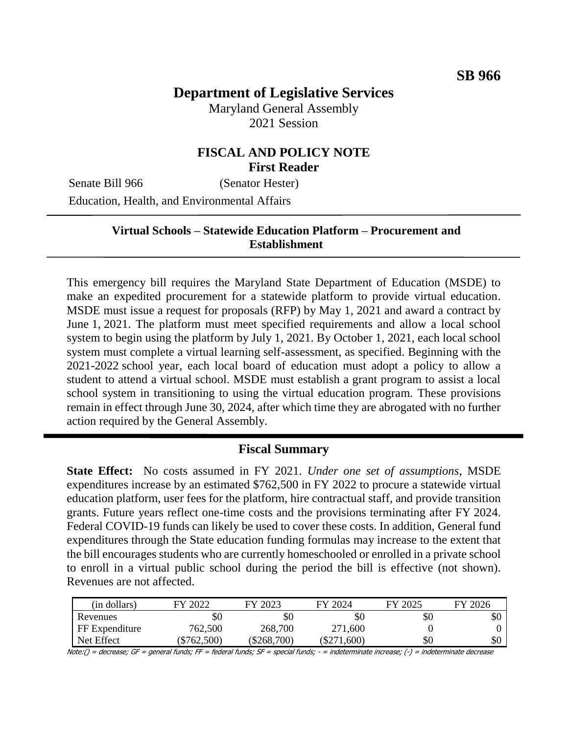**SB 966**

# Department of Legislative Services

Maryland General Assembly
2021 Session

## FISCAL AND POLICY NOTE
**First Reader**

Senate Bill 966 (Senator Hester)

Education, Health, and Environmental Affairs

---

**Virtual Schools – Statewide Education Platform – Procurement and Establishment**

---

This emergency bill requires the Maryland State Department of Education (MSDE) to make an expedited procurement for a statewide platform to provide virtual education. MSDE must issue a request for proposals (RFP) by May 1, 2021 and award a contract by June 1, 2021. The platform must meet specified requirements and allow a local school system to begin using the platform by July 1, 2021. By October 1, 2021, each local school system must complete a virtual learning self-assessment, as specified. Beginning with the 2021-2022 school year, each local board of education must adopt a policy to allow a student to attend a virtual school. MSDE must establish a grant program to assist a local school system in transitioning to using the virtual education program. These provisions remain in effect through June 30, 2024, after which time they are abrogated with no further action required by the General Assembly.

---

## Fiscal Summary

**State Effect:** No costs assumed in FY 2021. *Under one set of assumptions*, MSDE expenditures increase by an estimated $762,500 in FY 2022 to procure a statewide virtual education platform, user fees for the platform, hire contractual staff, and provide transition grants. Future years reflect one-time costs and the provisions terminating after FY 2024. Federal COVID-19 funds can likely be used to cover these costs. In addition, General fund expenditures through the State education funding formulas may increase to the extent that the bill encourages students who are currently homeschooled or enrolled in a private school to enroll in a virtual public school during the period the bill is effective (not shown). Revenues are not affected.

| (in dollars) | FY 2022 | FY 2023 | FY 2024 | FY 2025 | FY 2026 |
|---|---|---|---|---|---|
| Revenues | $0 | $0 | $0 | $0 | $0 |
| FF Expenditure | 762,500 | 268,700 | 271,600 | 0 | 0 |
| Net Effect | ($762,500) | ($268,700) | ($271,600) | $0 | $0 |

Note:() = decrease; GF = general funds; FF = federal funds; SF = special funds; - = indeterminate increase; (-) = indeterminate decrease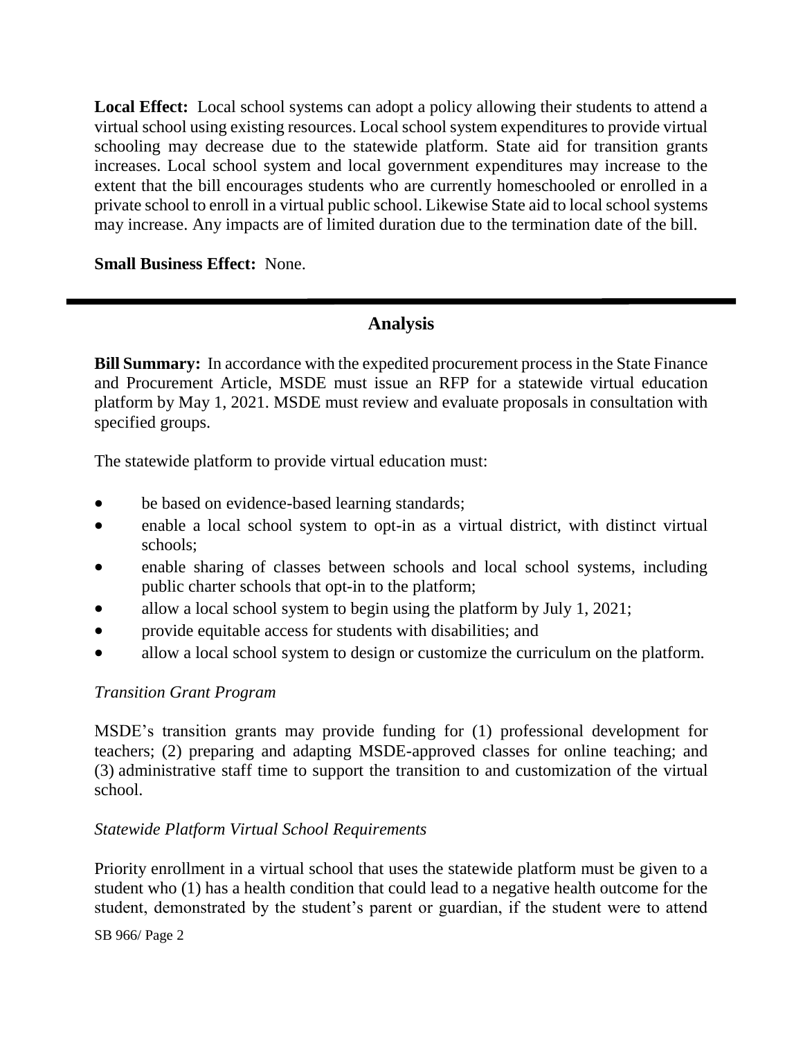**Local Effect:** Local school systems can adopt a policy allowing their students to attend a virtual school using existing resources. Local school system expenditures to provide virtual schooling may decrease due to the statewide platform. State aid for transition grants increases. Local school system and local government expenditures may increase to the extent that the bill encourages students who are currently homeschooled or enrolled in a private school to enroll in a virtual public school. Likewise State aid to local school systems may increase. Any impacts are of limited duration due to the termination date of the bill.

**Small Business Effect:** None.

---

## Analysis

**Bill Summary:** In accordance with the expedited procurement process in the State Finance and Procurement Article, MSDE must issue an RFP for a statewide virtual education platform by May 1, 2021. MSDE must review and evaluate proposals in consultation with specified groups.

The statewide platform to provide virtual education must:

- be based on evidence-based learning standards;
- enable a local school system to opt-in as a virtual district, with distinct virtual schools;
- enable sharing of classes between schools and local school systems, including public charter schools that opt-in to the platform;
- allow a local school system to begin using the platform by July 1, 2021;
- provide equitable access for students with disabilities; and
- allow a local school system to design or customize the curriculum on the platform.

*Transition Grant Program*

MSDE's transition grants may provide funding for (1) professional development for teachers; (2) preparing and adapting MSDE-approved classes for online teaching; and (3) administrative staff time to support the transition to and customization of the virtual school.

*Statewide Platform Virtual School Requirements*

Priority enrollment in a virtual school that uses the statewide platform must be given to a student who (1) has a health condition that could lead to a negative health outcome for the student, demonstrated by the student's parent or guardian, if the student were to attend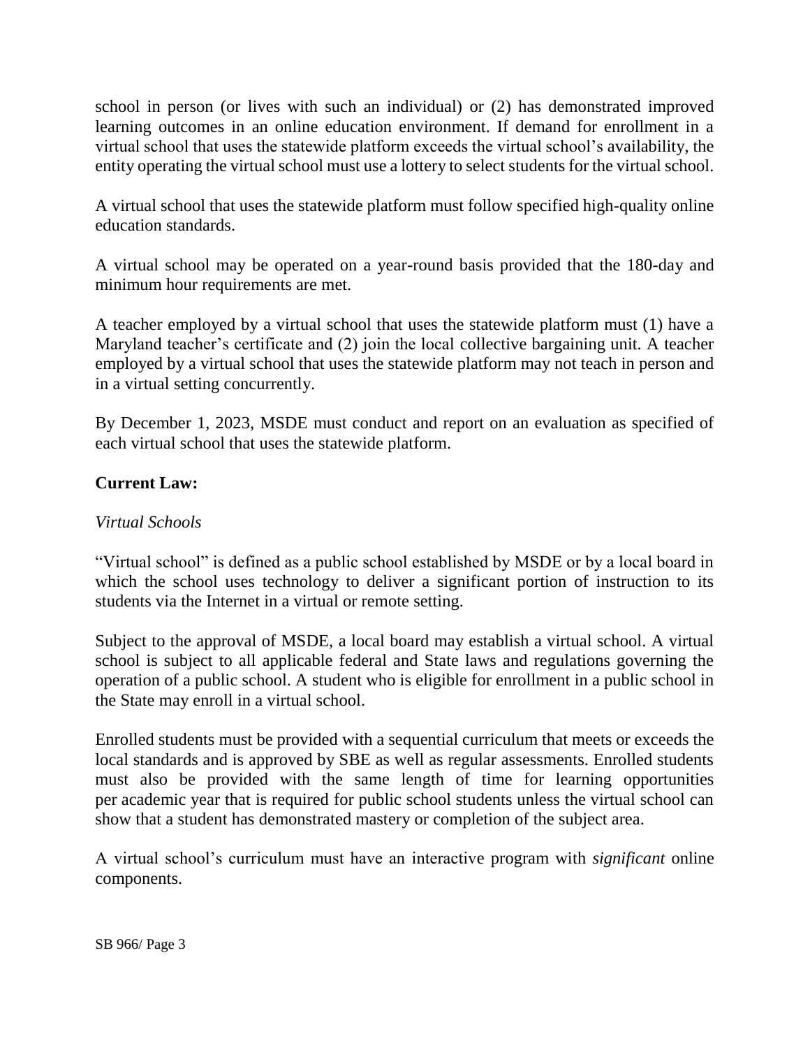school in person (or lives with such an individual) or (2) has demonstrated improved learning outcomes in an online education environment. If demand for enrollment in a virtual school that uses the statewide platform exceeds the virtual school's availability, the entity operating the virtual school must use a lottery to select students for the virtual school.

A virtual school that uses the statewide platform must follow specified high-quality online education standards.

A virtual school may be operated on a year-round basis provided that the 180-day and minimum hour requirements are met.

A teacher employed by a virtual school that uses the statewide platform must (1) have a Maryland teacher's certificate and (2) join the local collective bargaining unit. A teacher employed by a virtual school that uses the statewide platform may not teach in person and in a virtual setting concurrently.

By December 1, 2023, MSDE must conduct and report on an evaluation as specified of each virtual school that uses the statewide platform.

**Current Law:**

*Virtual Schools*

"Virtual school" is defined as a public school established by MSDE or by a local board in which the school uses technology to deliver a significant portion of instruction to its students via the Internet in a virtual or remote setting.

Subject to the approval of MSDE, a local board may establish a virtual school. A virtual school is subject to all applicable federal and State laws and regulations governing the operation of a public school. A student who is eligible for enrollment in a public school in the State may enroll in a virtual school.

Enrolled students must be provided with a sequential curriculum that meets or exceeds the local standards and is approved by SBE as well as regular assessments. Enrolled students must also be provided with the same length of time for learning opportunities per academic year that is required for public school students unless the virtual school can show that a student has demonstrated mastery or completion of the subject area.

A virtual school's curriculum must have an interactive program with *significant* online components.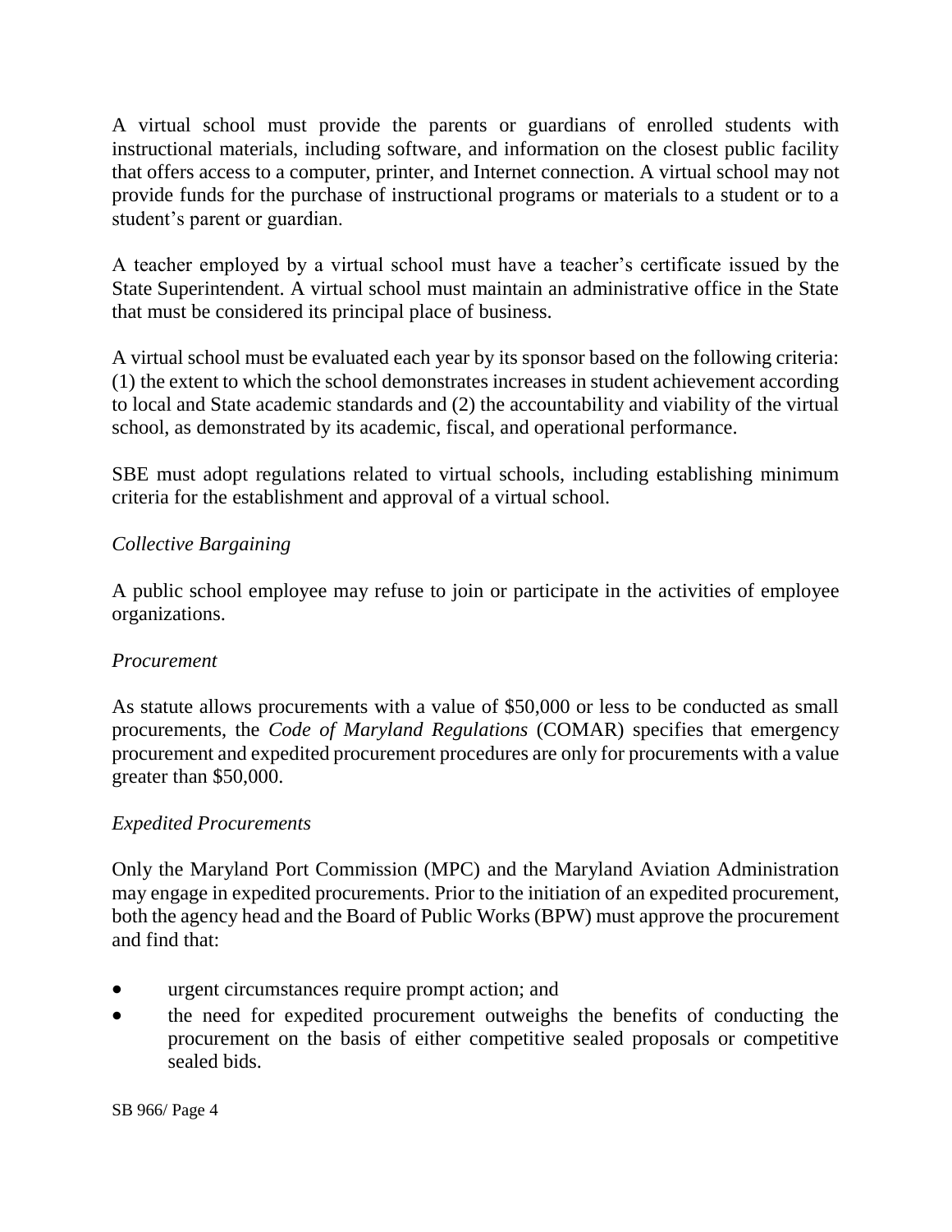A virtual school must provide the parents or guardians of enrolled students with instructional materials, including software, and information on the closest public facility that offers access to a computer, printer, and Internet connection. A virtual school may not provide funds for the purchase of instructional programs or materials to a student or to a student's parent or guardian.

A teacher employed by a virtual school must have a teacher's certificate issued by the State Superintendent. A virtual school must maintain an administrative office in the State that must be considered its principal place of business.

A virtual school must be evaluated each year by its sponsor based on the following criteria: (1) the extent to which the school demonstrates increases in student achievement according to local and State academic standards and (2) the accountability and viability of the virtual school, as demonstrated by its academic, fiscal, and operational performance.

SBE must adopt regulations related to virtual schools, including establishing minimum criteria for the establishment and approval of a virtual school.

*Collective Bargaining*

A public school employee may refuse to join or participate in the activities of employee organizations.

*Procurement*

As statute allows procurements with a value of $50,000 or less to be conducted as small procurements, the *Code of Maryland Regulations* (COMAR) specifies that emergency procurement and expedited procurement procedures are only for procurements with a value greater than $50,000.

*Expedited Procurements*

Only the Maryland Port Commission (MPC) and the Maryland Aviation Administration may engage in expedited procurements. Prior to the initiation of an expedited procurement, both the agency head and the Board of Public Works (BPW) must approve the procurement and find that:

- urgent circumstances require prompt action; and
- the need for expedited procurement outweighs the benefits of conducting the procurement on the basis of either competitive sealed proposals or competitive sealed bids.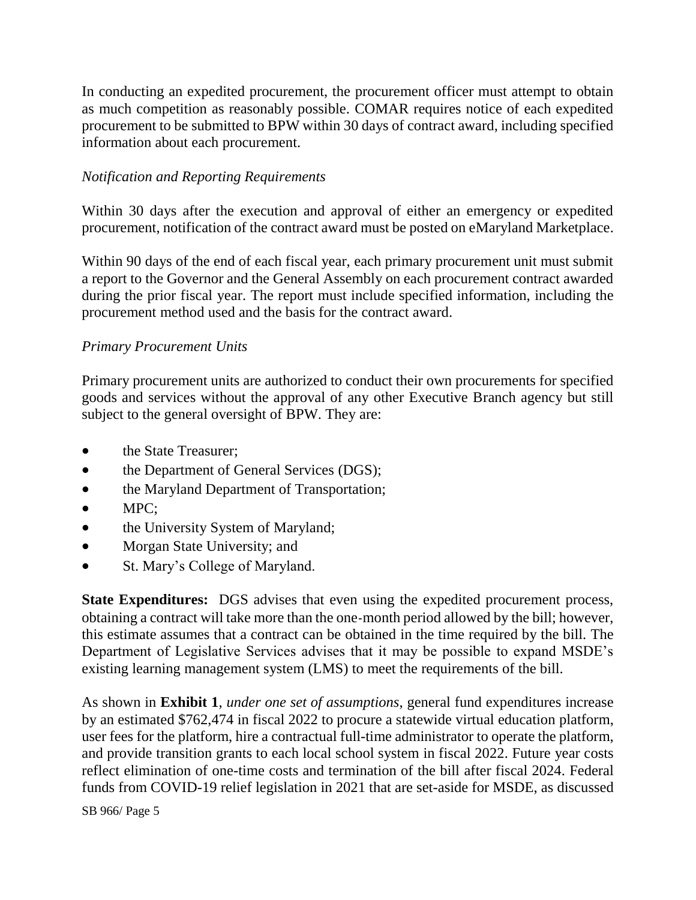In conducting an expedited procurement, the procurement officer must attempt to obtain as much competition as reasonably possible. COMAR requires notice of each expedited procurement to be submitted to BPW within 30 days of contract award, including specified information about each procurement.

*Notification and Reporting Requirements*

Within 30 days after the execution and approval of either an emergency or expedited procurement, notification of the contract award must be posted on eMaryland Marketplace.

Within 90 days of the end of each fiscal year, each primary procurement unit must submit a report to the Governor and the General Assembly on each procurement contract awarded during the prior fiscal year. The report must include specified information, including the procurement method used and the basis for the contract award.

*Primary Procurement Units*

Primary procurement units are authorized to conduct their own procurements for specified goods and services without the approval of any other Executive Branch agency but still subject to the general oversight of BPW. They are:

- the State Treasurer;
- the Department of General Services (DGS);
- the Maryland Department of Transportation;
- MPC;
- the University System of Maryland;
- Morgan State University; and
- St. Mary's College of Maryland.

**State Expenditures:** DGS advises that even using the expedited procurement process, obtaining a contract will take more than the one-month period allowed by the bill; however, this estimate assumes that a contract can be obtained in the time required by the bill. The Department of Legislative Services advises that it may be possible to expand MSDE's existing learning management system (LMS) to meet the requirements of the bill.

As shown in **Exhibit 1**, *under one set of assumptions*, general fund expenditures increase by an estimated $762,474 in fiscal 2022 to procure a statewide virtual education platform, user fees for the platform, hire a contractual full-time administrator to operate the platform, and provide transition grants to each local school system in fiscal 2022. Future year costs reflect elimination of one-time costs and termination of the bill after fiscal 2024. Federal funds from COVID-19 relief legislation in 2021 that are set-aside for MSDE, as discussed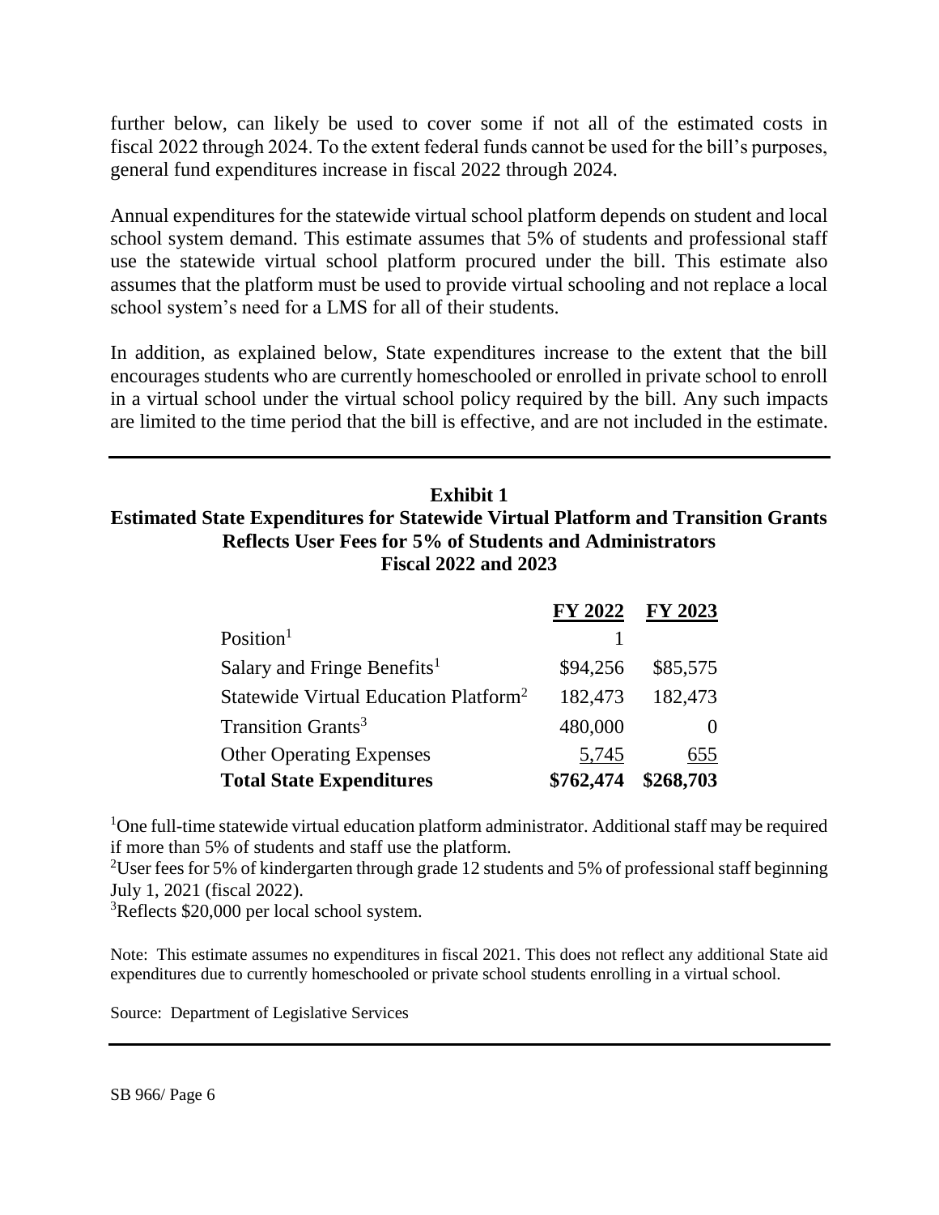further below, can likely be used to cover some if not all of the estimated costs in fiscal 2022 through 2024. To the extent federal funds cannot be used for the bill's purposes, general fund expenditures increase in fiscal 2022 through 2024.

Annual expenditures for the statewide virtual school platform depends on student and local school system demand. This estimate assumes that 5% of students and professional staff use the statewide virtual school platform procured under the bill. This estimate also assumes that the platform must be used to provide virtual schooling and not replace a local school system's need for a LMS for all of their students.

In addition, as explained below, State expenditures increase to the extent that the bill encourages students who are currently homeschooled or enrolled in private school to enroll in a virtual school under the virtual school policy required by the bill. Any such impacts are limited to the time period that the bill is effective, and are not included in the estimate.

**Exhibit 1**
**Estimated State Expenditures for Statewide Virtual Platform and Transition Grants**
**Reflects User Fees for 5% of Students and Administrators**
**Fiscal 2022 and 2023**

| | FY 2022 | FY 2023 |
|---|---|---|
| Position[1] | 1 | |
| Salary and Fringe Benefits[1] | $94,256 | $85,575 |
| Statewide Virtual Education Platform[2] | 182,473 | 182,473 |
| Transition Grants[3] | 480,000 | 0 |
| Other Operating Expenses | 5,745 | 655 |
| **Total State Expenditures** | **$762,474** | **$268,703** |

[1]One full-time statewide virtual education platform administrator. Additional staff may be required if more than 5% of students and staff use the platform.

[2]User fees for 5% of kindergarten through grade 12 students and 5% of professional staff beginning July 1, 2021 (fiscal 2022).

[3]Reflects $20,000 per local school system.

Note: This estimate assumes no expenditures in fiscal 2021. This does not reflect any additional State aid expenditures due to currently homeschooled or private school students enrolling in a virtual school.

Source: Department of Legislative Services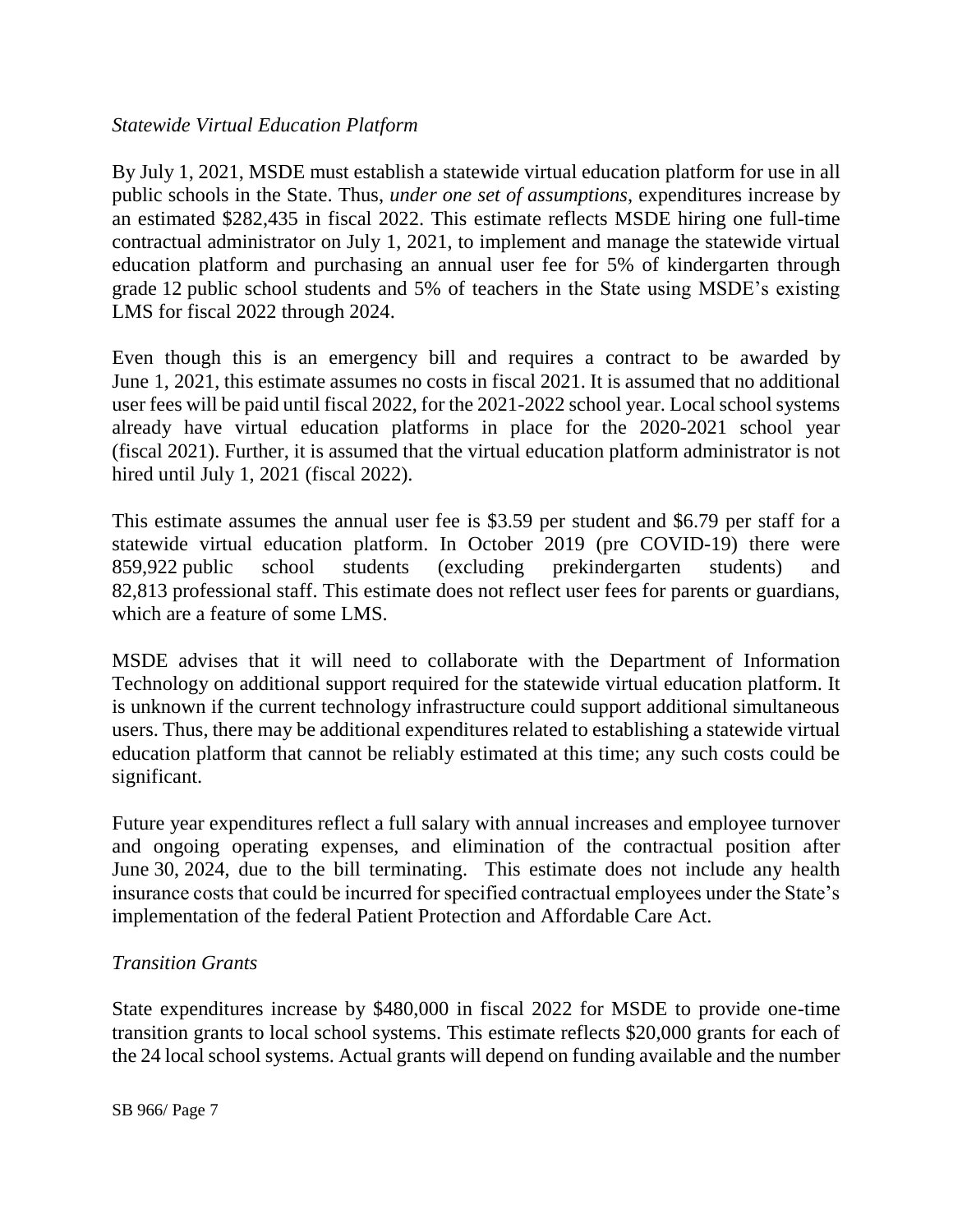*Statewide Virtual Education Platform*

By July 1, 2021, MSDE must establish a statewide virtual education platform for use in all public schools in the State. Thus, *under one set of assumptions*, expenditures increase by an estimated $282,435 in fiscal 2022. This estimate reflects MSDE hiring one full-time contractual administrator on July 1, 2021, to implement and manage the statewide virtual education platform and purchasing an annual user fee for 5% of kindergarten through grade 12 public school students and 5% of teachers in the State using MSDE's existing LMS for fiscal 2022 through 2024.

Even though this is an emergency bill and requires a contract to be awarded by June 1, 2021, this estimate assumes no costs in fiscal 2021. It is assumed that no additional user fees will be paid until fiscal 2022, for the 2021-2022 school year. Local school systems already have virtual education platforms in place for the 2020-2021 school year (fiscal 2021). Further, it is assumed that the virtual education platform administrator is not hired until July 1, 2021 (fiscal 2022).

This estimate assumes the annual user fee is $3.59 per student and $6.79 per staff for a statewide virtual education platform. In October 2019 (pre COVID-19) there were 859,922 public school students (excluding prekindergarten students) and 82,813 professional staff. This estimate does not reflect user fees for parents or guardians, which are a feature of some LMS.

MSDE advises that it will need to collaborate with the Department of Information Technology on additional support required for the statewide virtual education platform. It is unknown if the current technology infrastructure could support additional simultaneous users. Thus, there may be additional expenditures related to establishing a statewide virtual education platform that cannot be reliably estimated at this time; any such costs could be significant.

Future year expenditures reflect a full salary with annual increases and employee turnover and ongoing operating expenses, and elimination of the contractual position after June 30, 2024, due to the bill terminating. This estimate does not include any health insurance costs that could be incurred for specified contractual employees under the State's implementation of the federal Patient Protection and Affordable Care Act.

*Transition Grants*

State expenditures increase by $480,000 in fiscal 2022 for MSDE to provide one-time transition grants to local school systems. This estimate reflects $20,000 grants for each of the 24 local school systems. Actual grants will depend on funding available and the number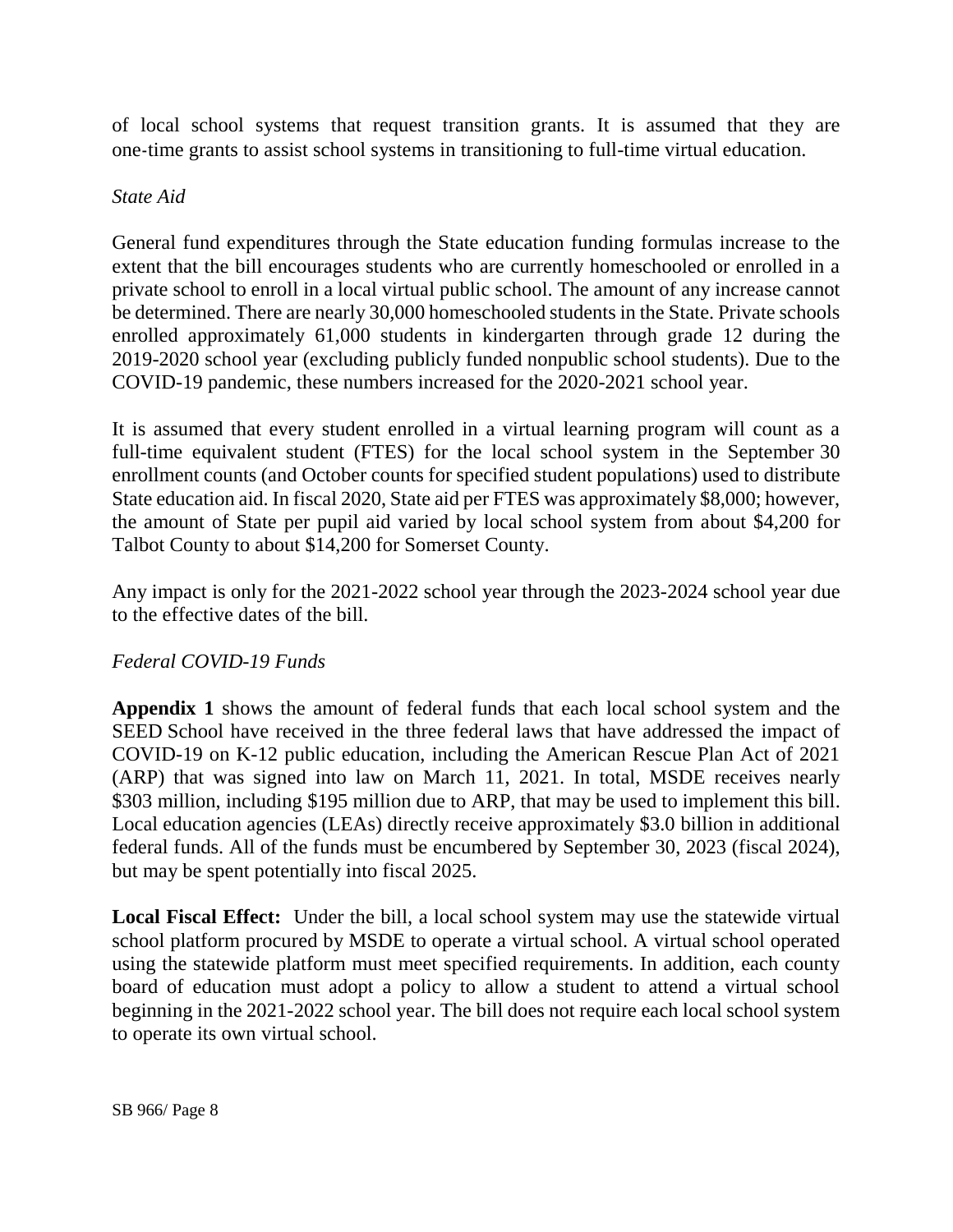of local school systems that request transition grants. It is assumed that they are one-time grants to assist school systems in transitioning to full-time virtual education.

*State Aid*

General fund expenditures through the State education funding formulas increase to the extent that the bill encourages students who are currently homeschooled or enrolled in a private school to enroll in a local virtual public school. The amount of any increase cannot be determined. There are nearly 30,000 homeschooled students in the State. Private schools enrolled approximately 61,000 students in kindergarten through grade 12 during the 2019-2020 school year (excluding publicly funded nonpublic school students). Due to the COVID-19 pandemic, these numbers increased for the 2020-2021 school year.

It is assumed that every student enrolled in a virtual learning program will count as a full-time equivalent student (FTES) for the local school system in the September 30 enrollment counts (and October counts for specified student populations) used to distribute State education aid. In fiscal 2020, State aid per FTES was approximately $8,000; however, the amount of State per pupil aid varied by local school system from about $4,200 for Talbot County to about $14,200 for Somerset County.

Any impact is only for the 2021-2022 school year through the 2023-2024 school year due to the effective dates of the bill.

*Federal COVID-19 Funds*

**Appendix 1** shows the amount of federal funds that each local school system and the SEED School have received in the three federal laws that have addressed the impact of COVID-19 on K-12 public education, including the American Rescue Plan Act of 2021 (ARP) that was signed into law on March 11, 2021. In total, MSDE receives nearly $303 million, including $195 million due to ARP, that may be used to implement this bill. Local education agencies (LEAs) directly receive approximately $3.0 billion in additional federal funds. All of the funds must be encumbered by September 30, 2023 (fiscal 2024), but may be spent potentially into fiscal 2025.

**Local Fiscal Effect:** Under the bill, a local school system may use the statewide virtual school platform procured by MSDE to operate a virtual school. A virtual school operated using the statewide platform must meet specified requirements. In addition, each county board of education must adopt a policy to allow a student to attend a virtual school beginning in the 2021-2022 school year. The bill does not require each local school system to operate its own virtual school.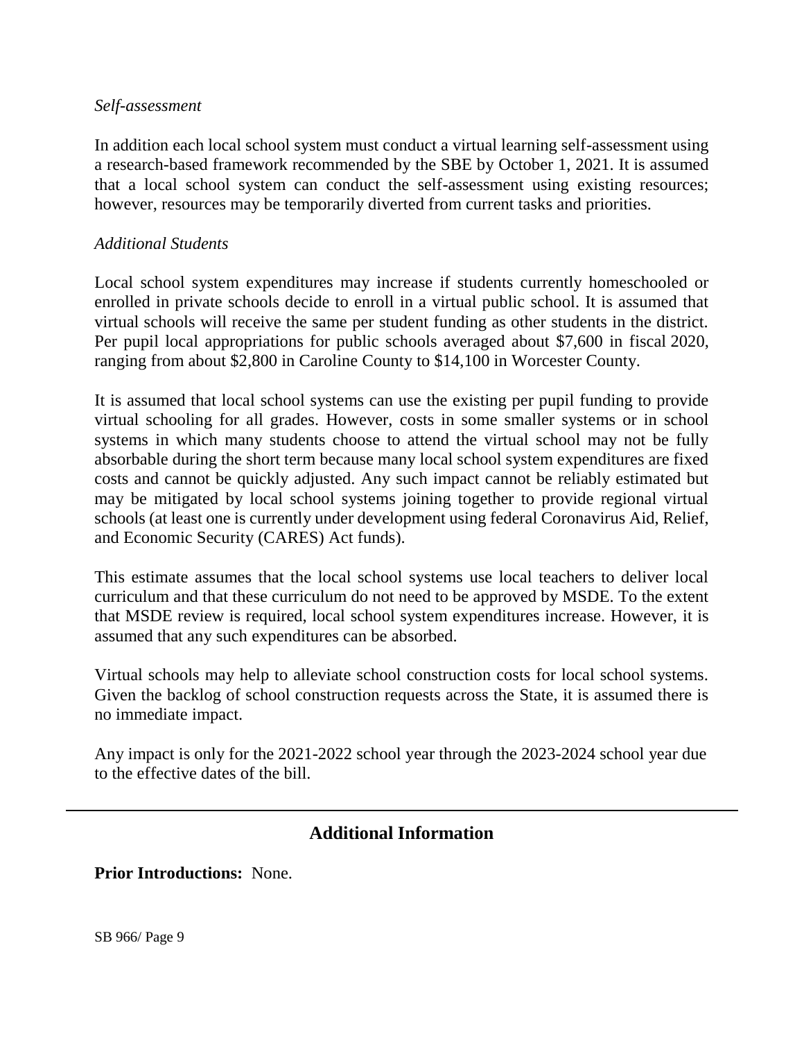*Self-assessment*

In addition each local school system must conduct a virtual learning self-assessment using a research-based framework recommended by the SBE by October 1, 2021. It is assumed that a local school system can conduct the self-assessment using existing resources; however, resources may be temporarily diverted from current tasks and priorities.

*Additional Students*

Local school system expenditures may increase if students currently homeschooled or enrolled in private schools decide to enroll in a virtual public school. It is assumed that virtual schools will receive the same per student funding as other students in the district. Per pupil local appropriations for public schools averaged about $7,600 in fiscal 2020, ranging from about $2,800 in Caroline County to $14,100 in Worcester County.

It is assumed that local school systems can use the existing per pupil funding to provide virtual schooling for all grades. However, costs in some smaller systems or in school systems in which many students choose to attend the virtual school may not be fully absorbable during the short term because many local school system expenditures are fixed costs and cannot be quickly adjusted. Any such impact cannot be reliably estimated but may be mitigated by local school systems joining together to provide regional virtual schools (at least one is currently under development using federal Coronavirus Aid, Relief, and Economic Security (CARES) Act funds).

This estimate assumes that the local school systems use local teachers to deliver local curriculum and that these curriculum do not need to be approved by MSDE. To the extent that MSDE review is required, local school system expenditures increase. However, it is assumed that any such expenditures can be absorbed.

Virtual schools may help to alleviate school construction costs for local school systems. Given the backlog of school construction requests across the State, it is assumed there is no immediate impact.

Any impact is only for the 2021-2022 school year through the 2023-2024 school year due to the effective dates of the bill.

## Additional Information

**Prior Introductions:** None.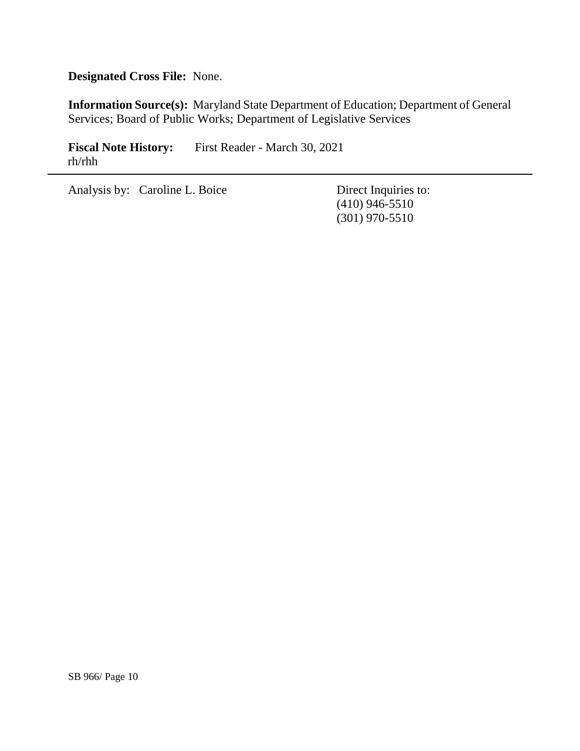**Designated Cross File:** None.

**Information Source(s):** Maryland State Department of Education; Department of General Services; Board of Public Works; Department of Legislative Services

**Fiscal Note History:** First Reader - March 30, 2021
rh/rhh

---

Analysis by: Caroline L. Boice

Direct Inquiries to:
(410) 946-5510
(301) 970-5510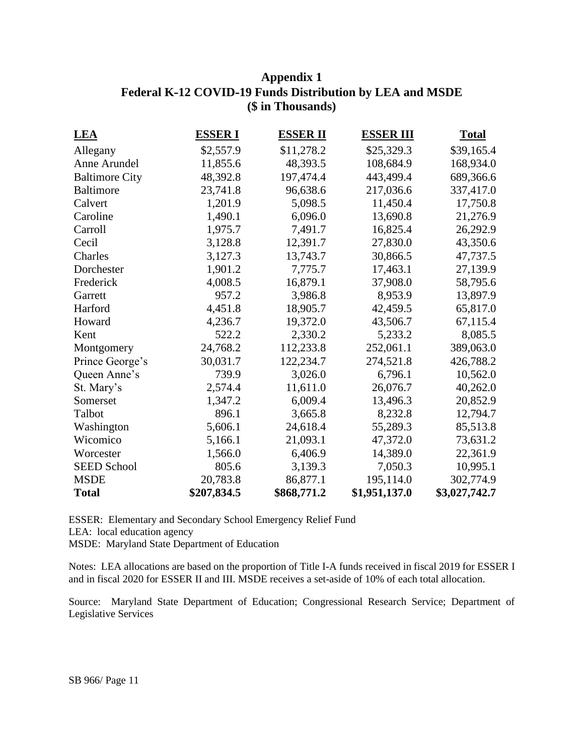# Appendix 1
## Federal K-12 COVID-19 Funds Distribution by LEA and MSDE
### ($ in Thousands)

| LEA | ESSER I | ESSER II | ESSER III | Total |
|---|---|---|---|---|
| Allegany | $2,557.9 | $11,278.2 | $25,329.3 | $39,165.4 |
| Anne Arundel | 11,855.6 | 48,393.5 | 108,684.9 | 168,934.0 |
| Baltimore City | 48,392.8 | 197,474.4 | 443,499.4 | 689,366.6 |
| Baltimore | 23,741.8 | 96,638.6 | 217,036.6 | 337,417.0 |
| Calvert | 1,201.9 | 5,098.5 | 11,450.4 | 17,750.8 |
| Caroline | 1,490.1 | 6,096.0 | 13,690.8 | 21,276.9 |
| Carroll | 1,975.7 | 7,491.7 | 16,825.4 | 26,292.9 |
| Cecil | 3,128.8 | 12,391.7 | 27,830.0 | 43,350.6 |
| Charles | 3,127.3 | 13,743.7 | 30,866.5 | 47,737.5 |
| Dorchester | 1,901.2 | 7,775.7 | 17,463.1 | 27,139.9 |
| Frederick | 4,008.5 | 16,879.1 | 37,908.0 | 58,795.6 |
| Garrett | 957.2 | 3,986.8 | 8,953.9 | 13,897.9 |
| Harford | 4,451.8 | 18,905.7 | 42,459.5 | 65,817.0 |
| Howard | 4,236.7 | 19,372.0 | 43,506.7 | 67,115.4 |
| Kent | 522.2 | 2,330.2 | 5,233.2 | 8,085.5 |
| Montgomery | 24,768.2 | 112,233.8 | 252,061.1 | 389,063.0 |
| Prince George's | 30,031.7 | 122,234.7 | 274,521.8 | 426,788.2 |
| Queen Anne's | 739.9 | 3,026.0 | 6,796.1 | 10,562.0 |
| St. Mary's | 2,574.4 | 11,611.0 | 26,076.7 | 40,262.0 |
| Somerset | 1,347.2 | 6,009.4 | 13,496.3 | 20,852.9 |
| Talbot | 896.1 | 3,665.8 | 8,232.8 | 12,794.7 |
| Washington | 5,606.1 | 24,618.4 | 55,289.3 | 85,513.8 |
| Wicomico | 5,166.1 | 21,093.1 | 47,372.0 | 73,631.2 |
| Worcester | 1,566.0 | 6,406.9 | 14,389.0 | 22,361.9 |
| SEED School | 805.6 | 3,139.3 | 7,050.3 | 10,995.1 |
| MSDE | 20,783.8 | 86,877.1 | 195,114.0 | 302,774.9 |
| **Total** | **$207,834.5** | **$868,771.2** | **$1,951,137.0** | **$3,027,742.7** |

ESSER: Elementary and Secondary School Emergency Relief Fund
LEA: local education agency
MSDE: Maryland State Department of Education

Notes: LEA allocations are based on the proportion of Title I-A funds received in fiscal 2019 for ESSER I and in fiscal 2020 for ESSER II and III. MSDE receives a set-aside of 10% of each total allocation.

Source: Maryland State Department of Education; Congressional Research Service; Department of Legislative Services